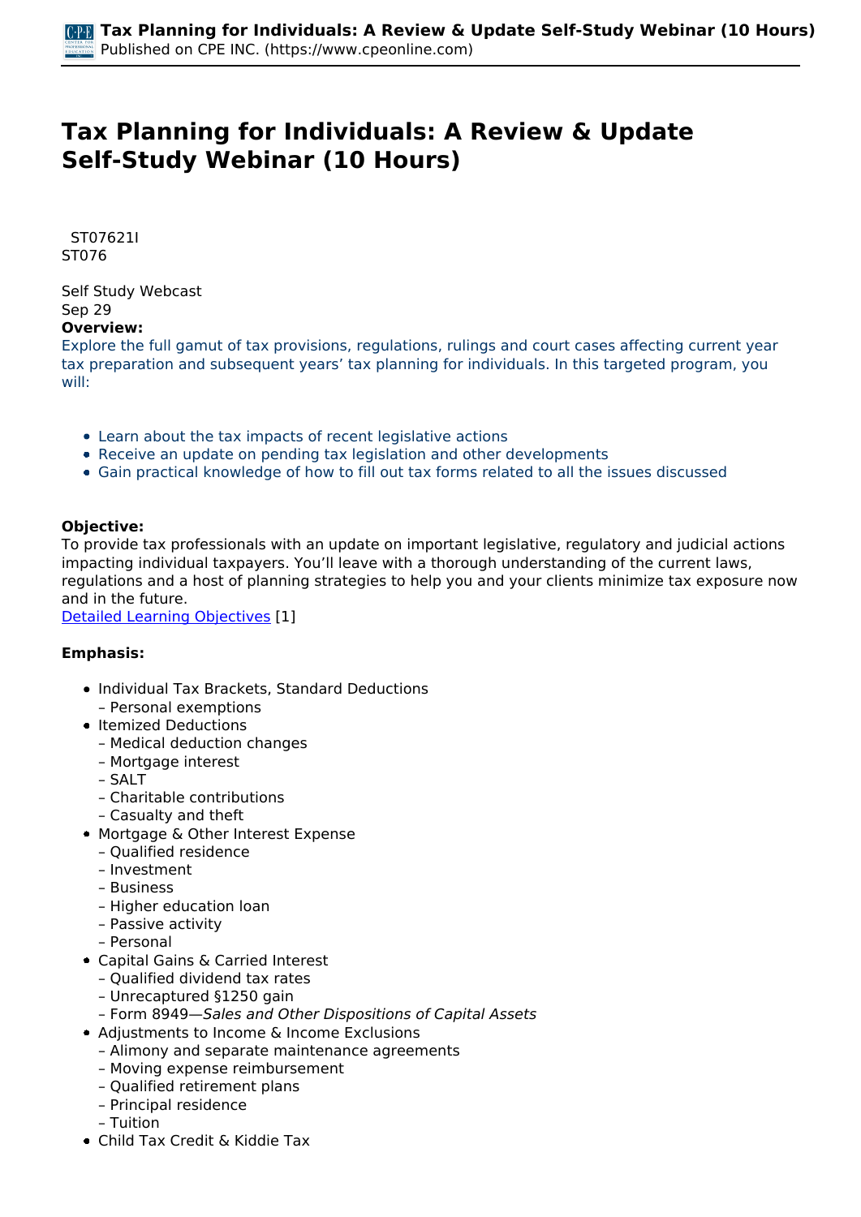# Tax Planning for Individuals: A Review & Update Self-Study Webinar (10 Hours)

ST07621I
ST076

Self Study Webcast
Sep 29

**Overview:**

Explore the full gamut of tax provisions, regulations, rulings and court cases affecting current year tax preparation and subsequent years' tax planning for individuals. In this targeted program, you will:

- Learn about the tax impacts of recent legislative actions
- Receive an update on pending tax legislation and other developments
- Gain practical knowledge of how to fill out tax forms related to all the issues discussed

**Objective:**

To provide tax professionals with an update on important legislative, regulatory and judicial actions impacting individual taxpayers. You'll leave with a thorough understanding of the current laws, regulations and a host of planning strategies to help you and your clients minimize tax exposure now and in the future.

Detailed Learning Objectives [1]

**Emphasis:**

- Individual Tax Brackets, Standard Deductions
  – Personal exemptions
- Itemized Deductions
  – Medical deduction changes
  – Mortgage interest
  – SALT
  – Charitable contributions
  – Casualty and theft
- Mortgage & Other Interest Expense
  – Qualified residence
  – Investment
  – Business
  – Higher education loan
  – Passive activity
  – Personal
- Capital Gains & Carried Interest
  – Qualified dividend tax rates
  – Unrecaptured §1250 gain
  – Form 8949—*Sales and Other Dispositions of Capital Assets*
- Adjustments to Income & Income Exclusions
  – Alimony and separate maintenance agreements
  – Moving expense reimbursement
  – Qualified retirement plans
  – Principal residence
  – Tuition
- Child Tax Credit & Kiddie Tax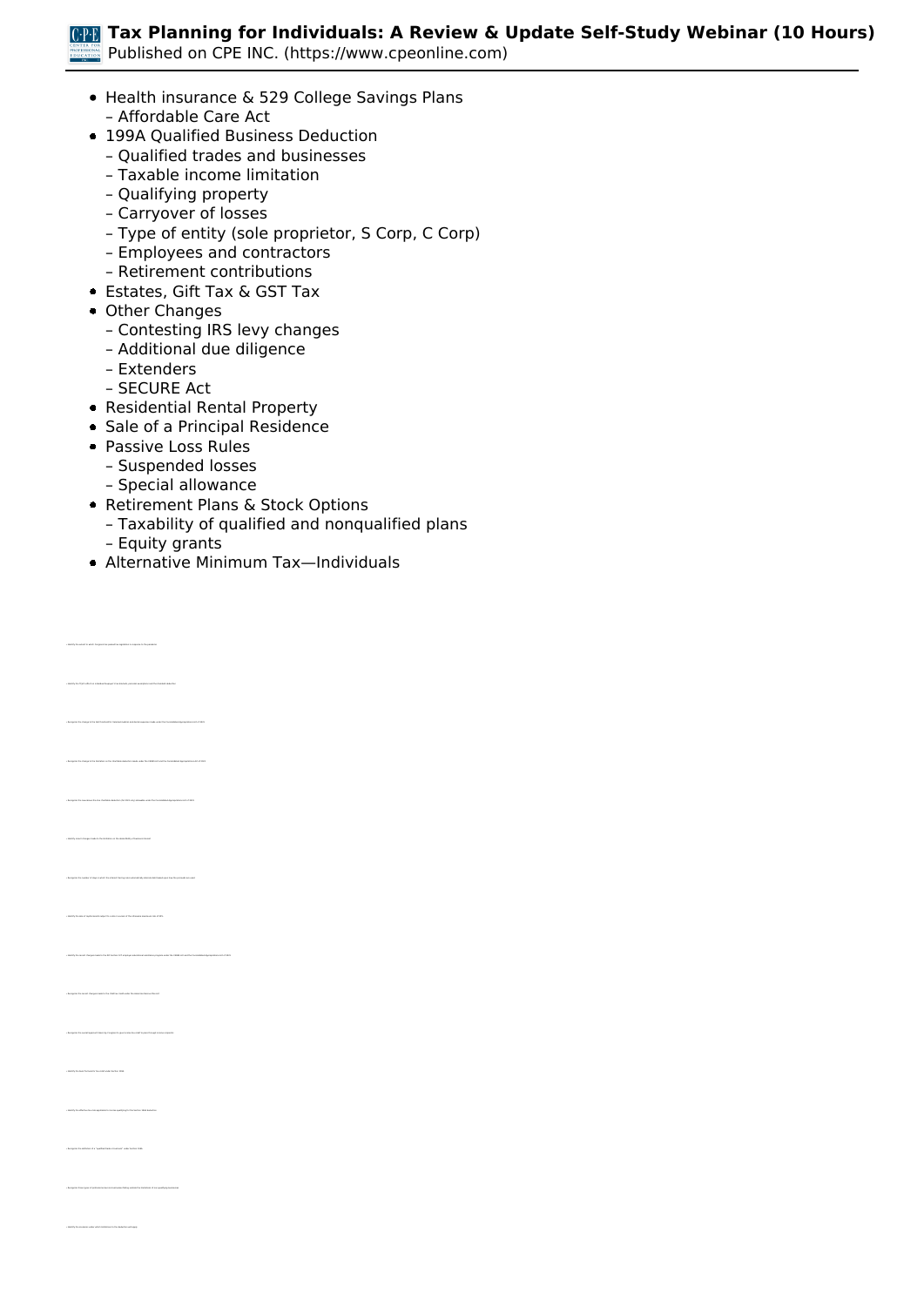- Health insurance & 529 College Savings Plans
  - Affordable Care Act
- 199A Qualified Business Deduction
  - Qualified trades and businesses
  - Taxable income limitation
  - Qualifying property
  - Carryover of losses
  - Type of entity (sole proprietor, S Corp, C Corp)
  - Employees and contractors
  - Retirement contributions
- Estates, Gift Tax & GST Tax
- Other Changes
  - Contesting IRS levy changes
  - Additional due diligence
  - Extenders
  - SECURE Act
- Residential Rental Property
- Sale of a Principal Residence
- Passive Loss Rules
  - Suspended losses
  - Special allowance
- Retirement Plans & Stock Options
  - Taxability of qualified and nonqualified plans
  - Equity grants
- Alternative Minimum Tax—Individuals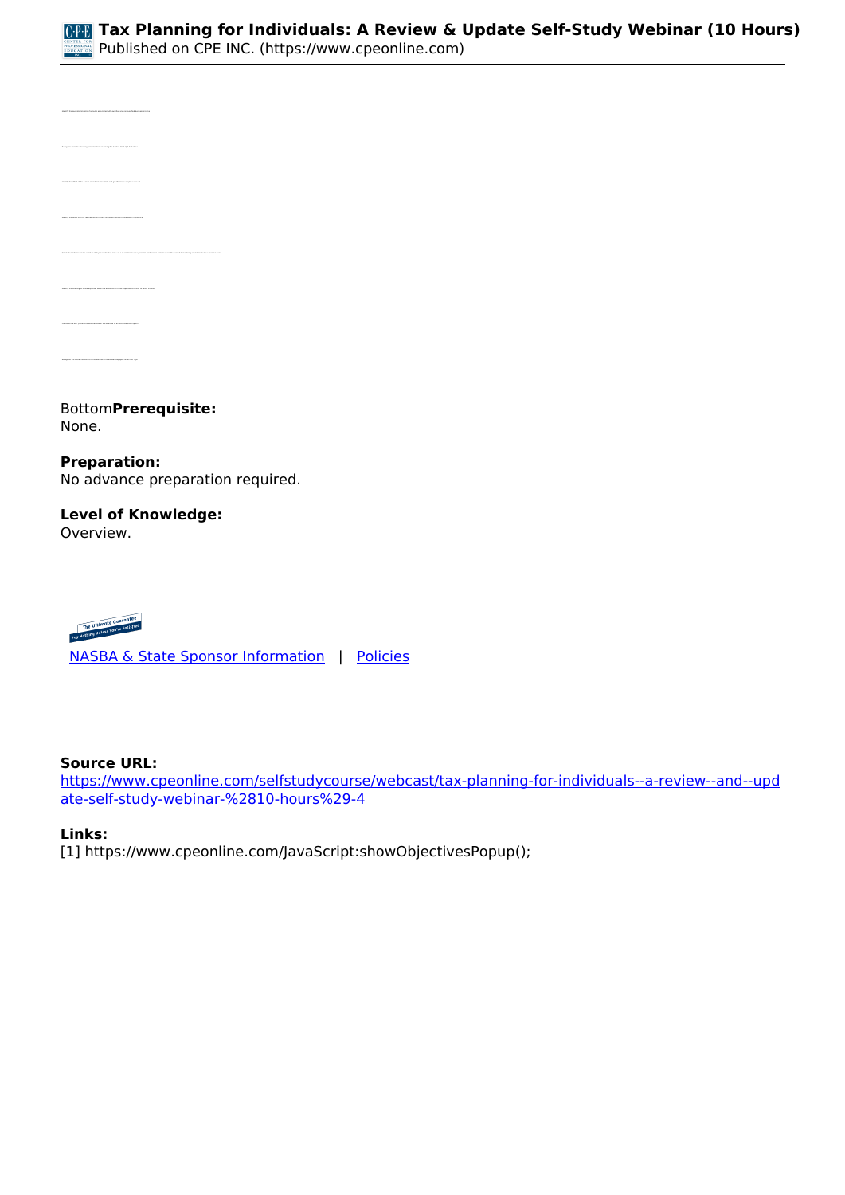Bottom**Prerequisite:**
None.

**Preparation:**
No advance preparation required.

**Level of Knowledge:**
Overview.

NASBA & State Sponsor Information | Policies

**Source URL:**
https://www.cpeonline.com/selfstudycourse/webcast/tax-planning-for-individuals--a-review--and--update-self-study-webinar-%2810-hours%29-4

**Links:**
[1] https://www.cpeonline.com/JavaScript:showObjectivesPopup();